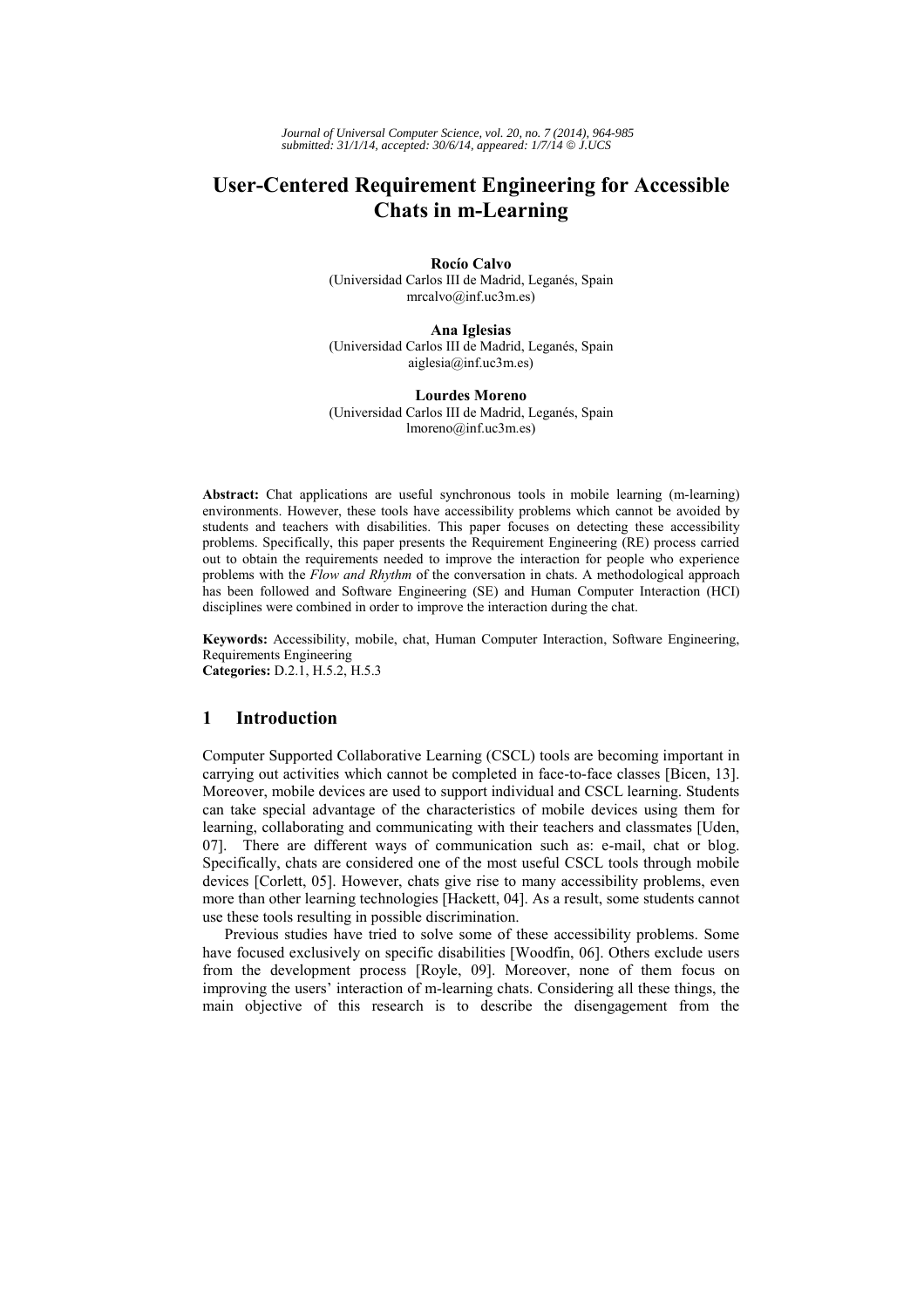# User-Centered Requirement Engineering for Accessible Chats in m-Learning

**Rocío Calvo**
(Universidad Carlos III de Madrid, Leganés, Spain
mrcalvo@inf.uc3m.es)

**Ana Iglesias**
(Universidad Carlos III de Madrid, Leganés, Spain
aiglesia@inf.uc3m.es)

**Lourdes Moreno**
(Universidad Carlos III de Madrid, Leganés, Spain
lmoreno@inf.uc3m.es)

**Abstract:** Chat applications are useful synchronous tools in mobile learning (m-learning) environments. However, these tools have accessibility problems which cannot be avoided by students and teachers with disabilities. This paper focuses on detecting these accessibility problems. Specifically, this paper presents the Requirement Engineering (RE) process carried out to obtain the requirements needed to improve the interaction for people who experience problems with the *Flow and Rhythm* of the conversation in chats. A methodological approach has been followed and Software Engineering (SE) and Human Computer Interaction (HCI) disciplines were combined in order to improve the interaction during the chat.

**Keywords:** Accessibility, mobile, chat, Human Computer Interaction, Software Engineering, Requirements Engineering
**Categories:** D.2.1, H.5.2, H.5.3

## 1 Introduction

Computer Supported Collaborative Learning (CSCL) tools are becoming important in carrying out activities which cannot be completed in face-to-face classes [Bicen, 13]. Moreover, mobile devices are used to support individual and CSCL learning. Students can take special advantage of the characteristics of mobile devices using them for learning, collaborating and communicating with their teachers and classmates [Uden, 07]. There are different ways of communication such as: e-mail, chat or blog. Specifically, chats are considered one of the most useful CSCL tools through mobile devices [Corlett, 05]. However, chats give rise to many accessibility problems, even more than other learning technologies [Hackett, 04]. As a result, some students cannot use these tools resulting in possible discrimination.

Previous studies have tried to solve some of these accessibility problems. Some have focused exclusively on specific disabilities [Woodfin, 06]. Others exclude users from the development process [Royle, 09]. Moreover, none of them focus on improving the users' interaction of m-learning chats. Considering all these things, the main objective of this research is to describe the disengagement from the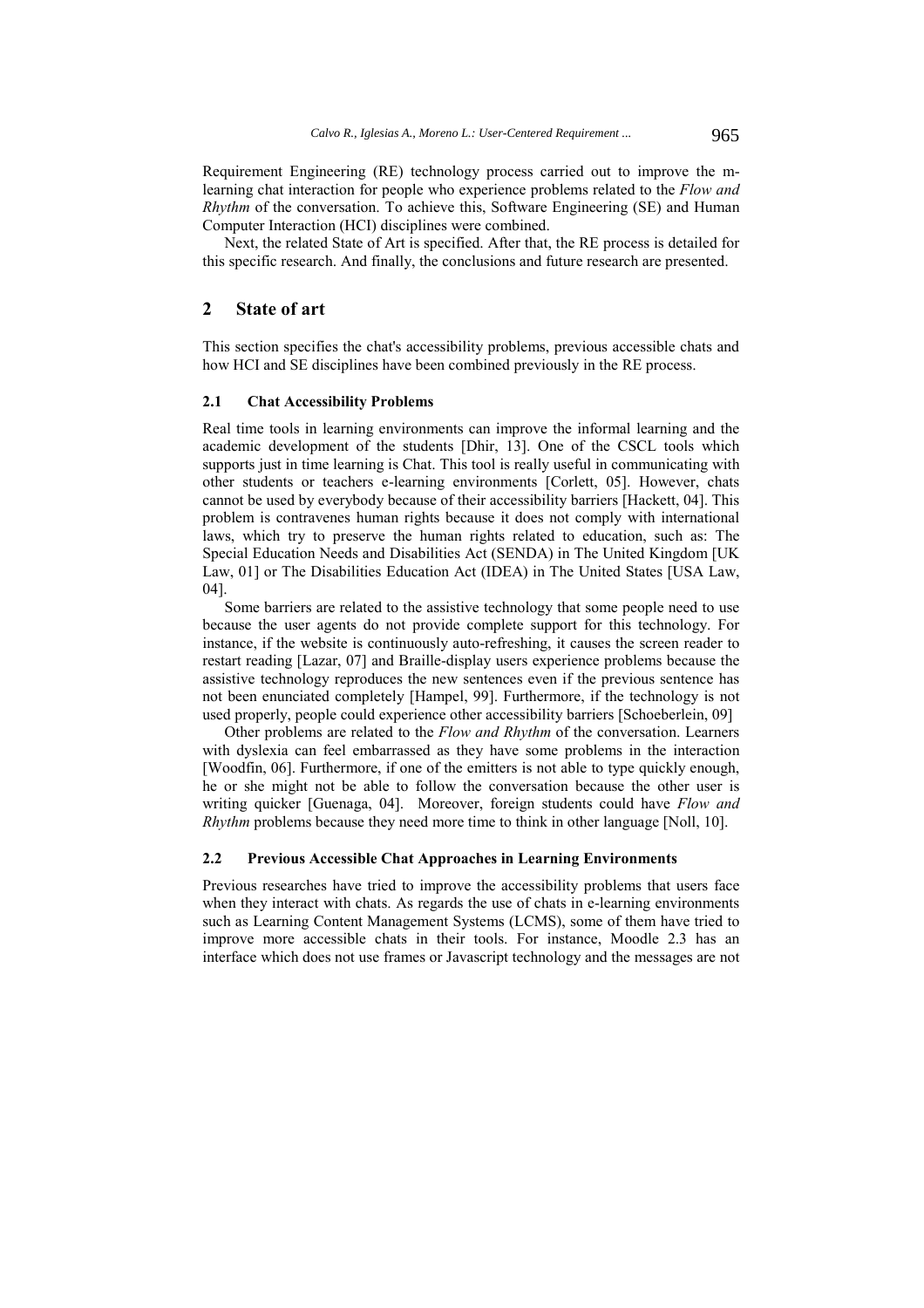Requirement Engineering (RE) technology process carried out to improve the m-learning chat interaction for people who experience problems related to the *Flow and Rhythm* of the conversation. To achieve this, Software Engineering (SE) and Human Computer Interaction (HCI) disciplines were combined.

Next, the related State of Art is specified. After that, the RE process is detailed for this specific research. And finally, the conclusions and future research are presented.

## 2 State of art

This section specifies the chat's accessibility problems, previous accessible chats and how HCI and SE disciplines have been combined previously in the RE process.

### 2.1 Chat Accessibility Problems

Real time tools in learning environments can improve the informal learning and the academic development of the students [Dhir, 13]. One of the CSCL tools which supports just in time learning is Chat. This tool is really useful in communicating with other students or teachers e-learning environments [Corlett, 05]. However, chats cannot be used by everybody because of their accessibility barriers [Hackett, 04]. This problem is contravenes human rights because it does not comply with international laws, which try to preserve the human rights related to education, such as: The Special Education Needs and Disabilities Act (SENDA) in The United Kingdom [UK Law, 01] or The Disabilities Education Act (IDEA) in The United States [USA Law, 04].

Some barriers are related to the assistive technology that some people need to use because the user agents do not provide complete support for this technology. For instance, if the website is continuously auto-refreshing, it causes the screen reader to restart reading [Lazar, 07] and Braille-display users experience problems because the assistive technology reproduces the new sentences even if the previous sentence has not been enunciated completely [Hampel, 99]. Furthermore, if the technology is not used properly, people could experience other accessibility barriers [Schoeberlein, 09]

Other problems are related to the *Flow and Rhythm* of the conversation. Learners with dyslexia can feel embarrassed as they have some problems in the interaction [Woodfin, 06]. Furthermore, if one of the emitters is not able to type quickly enough, he or she might not be able to follow the conversation because the other user is writing quicker [Guenaga, 04]. Moreover, foreign students could have *Flow and Rhythm* problems because they need more time to think in other language [Noll, 10].

### 2.2 Previous Accessible Chat Approaches in Learning Environments

Previous researches have tried to improve the accessibility problems that users face when they interact with chats. As regards the use of chats in e-learning environments such as Learning Content Management Systems (LCMS), some of them have tried to improve more accessible chats in their tools. For instance, Moodle 2.3 has an interface which does not use frames or Javascript technology and the messages are not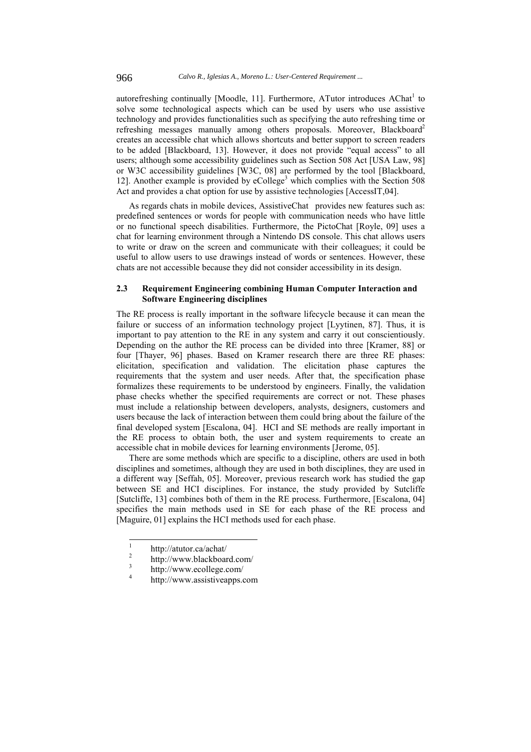autorefreshing continually [Moodle, 11]. Furthermore, ATutor introduces AChat[1] to solve some technological aspects which can be used by users who use assistive technology and provides functionalities such as specifying the auto refreshing time or refreshing messages manually among others proposals. Moreover, Blackboard[2] creates an accessible chat which allows shortcuts and better support to screen readers to be added [Blackboard, 13]. However, it does not provide "equal access" to all users; although some accessibility guidelines such as Section 508 Act [USA Law, 98] or W3C accessibility guidelines [W3C, 08] are performed by the tool [Blackboard, 12]. Another example is provided by eCollege[3] which complies with the Section 508 Act and provides a chat option for use by assistive technologies [AccessIT,04].

As regards chats in mobile devices, AssistiveChat[4] provides new features such as: predefined sentences or words for people with communication needs who have little or no functional speech disabilities. Furthermore, the PictoChat [Royle, 09] uses a chat for learning environment through a Nintendo DS console. This chat allows users to write or draw on the screen and communicate with their colleagues; it could be useful to allow users to use drawings instead of words or sentences. However, these chats are not accessible because they did not consider accessibility in its design.

### 2.3 Requirement Engineering combining Human Computer Interaction and Software Engineering disciplines

The RE process is really important in the software lifecycle because it can mean the failure or success of an information technology project [Lyytinen, 87]. Thus, it is important to pay attention to the RE in any system and carry it out conscientiously. Depending on the author the RE process can be divided into three [Kramer, 88] or four [Thayer, 96] phases. Based on Kramer research there are three RE phases: elicitation, specification and validation. The elicitation phase captures the requirements that the system and user needs. After that, the specification phase formalizes these requirements to be understood by engineers. Finally, the validation phase checks whether the specified requirements are correct or not. These phases must include a relationship between developers, analysts, designers, customers and users because the lack of interaction between them could bring about the failure of the final developed system [Escalona, 04]. HCI and SE methods are really important in the RE process to obtain both, the user and system requirements to create an accessible chat in mobile devices for learning environments [Jerome, 05].

There are some methods which are specific to a discipline, others are used in both disciplines and sometimes, although they are used in both disciplines, they are used in a different way [Seffah, 05]. Moreover, previous research work has studied the gap between SE and HCI disciplines. For instance, the study provided by Sutcliffe [Sutcliffe, 13] combines both of them in the RE process. Furthermore, [Escalona, 04] specifies the main methods used in SE for each phase of the RE process and [Maguire, 01] explains the HCI methods used for each phase.

---

[1] http://atutor.ca/achat/

[2] http://www.blackboard.com/

[3] http://www.ecollege.com/

[4] http://www.assistiveapps.com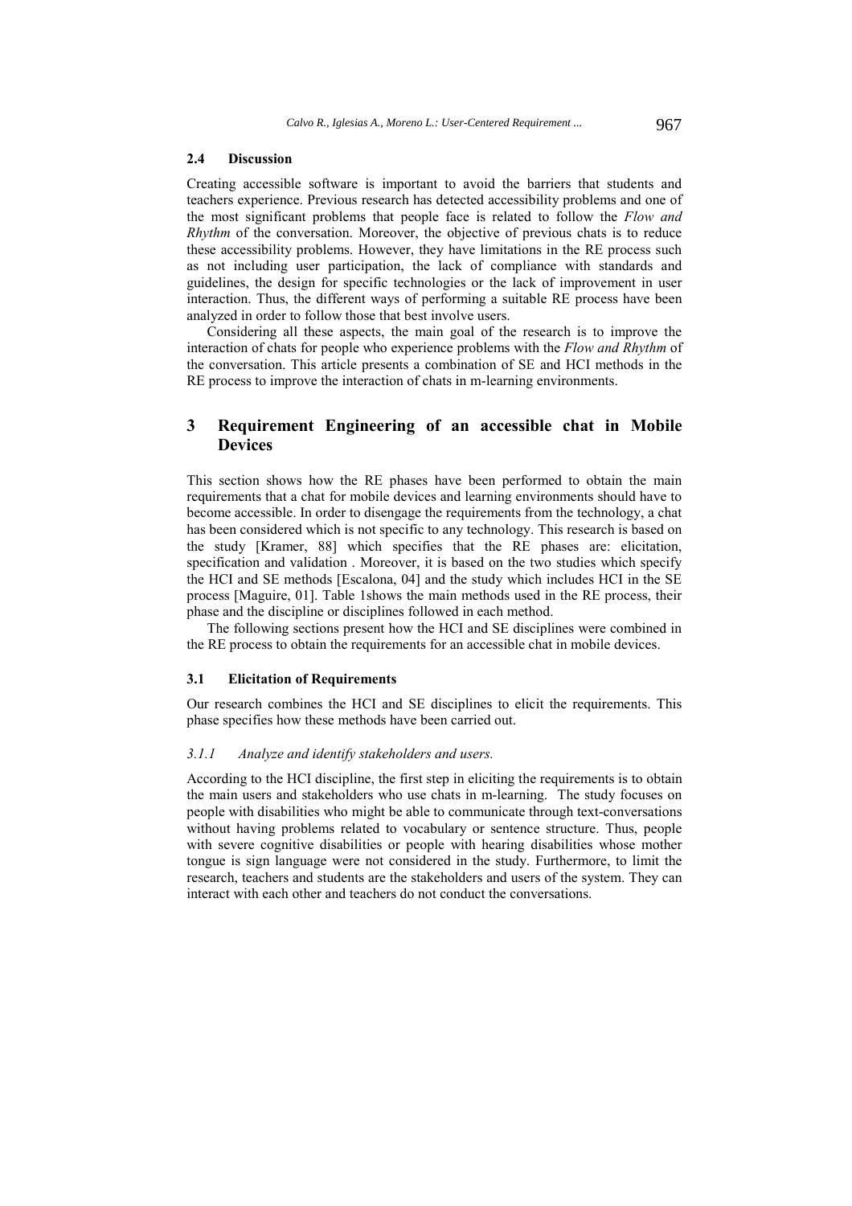### 2.4 Discussion

Creating accessible software is important to avoid the barriers that students and teachers experience. Previous research has detected accessibility problems and one of the most significant problems that people face is related to follow the *Flow and Rhythm* of the conversation. Moreover, the objective of previous chats is to reduce these accessibility problems. However, they have limitations in the RE process such as not including user participation, the lack of compliance with standards and guidelines, the design for specific technologies or the lack of improvement in user interaction. Thus, the different ways of performing a suitable RE process have been analyzed in order to follow those that best involve users.

Considering all these aspects, the main goal of the research is to improve the interaction of chats for people who experience problems with the *Flow and Rhythm* of the conversation. This article presents a combination of SE and HCI methods in the RE process to improve the interaction of chats in m-learning environments.

## 3 Requirement Engineering of an accessible chat in Mobile Devices

This section shows how the RE phases have been performed to obtain the main requirements that a chat for mobile devices and learning environments should have to become accessible. In order to disengage the requirements from the technology, a chat has been considered which is not specific to any technology. This research is based on the study [Kramer, 88] which specifies that the RE phases are: elicitation, specification and validation . Moreover, it is based on the two studies which specify the HCI and SE methods [Escalona, 04] and the study which includes HCI in the SE process [Maguire, 01]. Table 1shows the main methods used in the RE process, their phase and the discipline or disciplines followed in each method.

The following sections present how the HCI and SE disciplines were combined in the RE process to obtain the requirements for an accessible chat in mobile devices.

### 3.1 Elicitation of Requirements

Our research combines the HCI and SE disciplines to elicit the requirements. This phase specifies how these methods have been carried out.

#### *3.1.1 Analyze and identify stakeholders and users.*

According to the HCI discipline, the first step in eliciting the requirements is to obtain the main users and stakeholders who use chats in m-learning. The study focuses on people with disabilities who might be able to communicate through text-conversations without having problems related to vocabulary or sentence structure. Thus, people with severe cognitive disabilities or people with hearing disabilities whose mother tongue is sign language were not considered in the study. Furthermore, to limit the research, teachers and students are the stakeholders and users of the system. They can interact with each other and teachers do not conduct the conversations.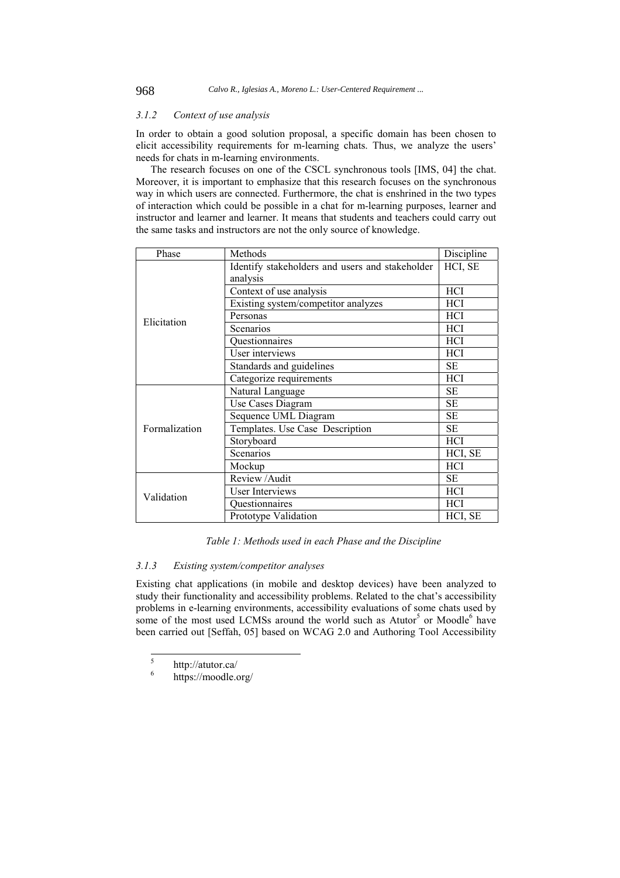#### *3.1.2 Context of use analysis*

In order to obtain a good solution proposal, a specific domain has been chosen to elicit accessibility requirements for m-learning chats. Thus, we analyze the users' needs for chats in m-learning environments.

The research focuses on one of the CSCL synchronous tools [IMS, 04] the chat. Moreover, it is important to emphasize that this research focuses on the synchronous way in which users are connected. Furthermore, the chat is enshrined in the two types of interaction which could be possible in a chat for m-learning purposes, learner and instructor and learner and learner. It means that students and teachers could carry out the same tasks and instructors are not the only source of knowledge.

| Phase | Methods | Discipline |
|---|---|---|
| Elicitation | Identify stakeholders and users and stakeholder analysis | HCI, SE |
| | Context of use analysis | HCI |
| | Existing system/competitor analyzes | HCI |
| | Personas | HCI |
| | Scenarios | HCI |
| | Questionnaires | HCI |
| | User interviews | HCI |
| | Standards and guidelines | SE |
| | Categorize requirements | HCI |
| Formalization | Natural Language | SE |
| | Use Cases Diagram | SE |
| | Sequence UML Diagram | SE |
| | Templates. Use Case Description | SE |
| | Storyboard | HCI |
| | Scenarios | HCI, SE |
| | Mockup | HCI |
| Validation | Review /Audit | SE |
| | User Interviews | HCI |
| | Questionnaires | HCI |
| | Prototype Validation | HCI, SE |

*Table 1: Methods used in each Phase and the Discipline*

#### *3.1.3 Existing system/competitor analyses*

Existing chat applications (in mobile and desktop devices) have been analyzed to study their functionality and accessibility problems. Related to the chat's accessibility problems in e-learning environments, accessibility evaluations of some chats used by some of the most used LCMSs around the world such as Atutor[5] or Moodle[6] have been carried out [Seffah, 05] based on WCAG 2.0 and Authoring Tool Accessibility

[5] http://atutor.ca/

[6] https://moodle.org/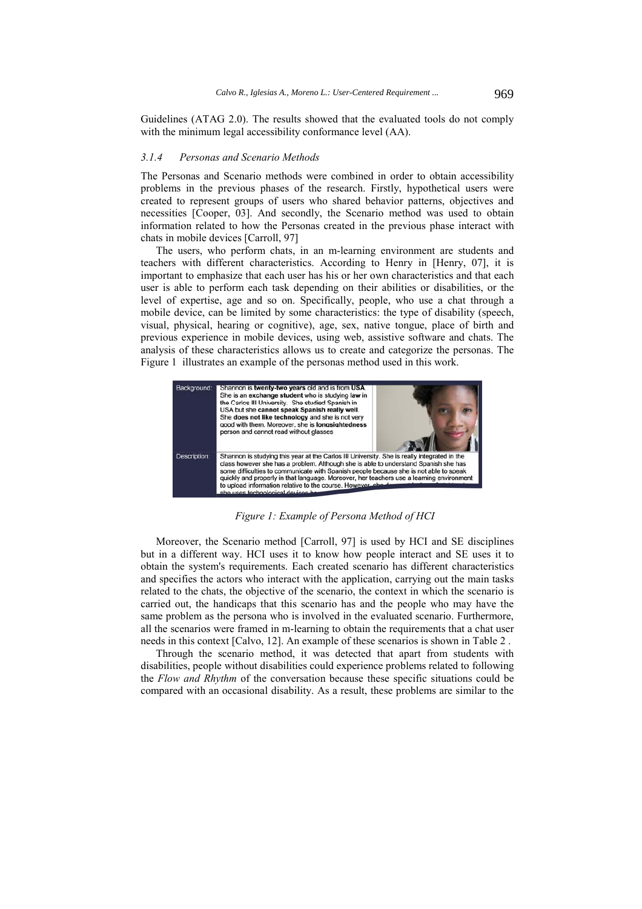Guidelines (ATAG 2.0). The results showed that the evaluated tools do not comply with the minimum legal accessibility conformance level (AA).

### 3.1.4 Personas and Scenario Methods

The Personas and Scenario methods were combined in order to obtain accessibility problems in the previous phases of the research. Firstly, hypothetical users were created to represent groups of users who shared behavior patterns, objectives and necessities [Cooper, 03]. And secondly, the Scenario method was used to obtain information related to how the Personas created in the previous phase interact with chats in mobile devices [Carroll, 97]

The users, who perform chats, in an m-learning environment are students and teachers with different characteristics. According to Henry in [Henry, 07], it is important to emphasize that each user has his or her own characteristics and that each user is able to perform each task depending on their abilities or disabilities, or the level of expertise, age and so on. Specifically, people, who use a chat through a mobile device, can be limited by some characteristics: the type of disability (speech, visual, physical, hearing or cognitive), age, sex, native tongue, place of birth and previous experience in mobile devices, using web, assistive software and chats. The analysis of these characteristics allows us to create and categorize the personas. The Figure 1 illustrates an example of the personas method used in this work.

| Background: | Shannon is **twenty-two years** old and is from **USA**. She is an **exchange student** who is studying **law** in the Carlos III University. She studied Spanish in USA but she **cannot speak Spanish really well**. She **does not like technology** and she is not very good with them. Moreover, she is **longsightedness** person and cannot read without glasses |
| --- | --- |
| Description: | Shannon is studying this year at the Carlos III University. She is really integrated in the class however she has a problem. Although she is able to understand Spanish she has some difficulties to communicate with Spanish people because she is not able to speak quickly and properly in that language. Moreover, her teachers use a learning environment to upload information relative to the course. However, she ... she uses technological devices ... |

*Figure 1: Example of Persona Method of HCI*

Moreover, the Scenario method [Carroll, 97] is used by HCI and SE disciplines but in a different way. HCI uses it to know how people interact and SE uses it to obtain the system's requirements. Each created scenario has different characteristics and specifies the actors who interact with the application, carrying out the main tasks related to the chats, the objective of the scenario, the context in which the scenario is carried out, the handicaps that this scenario has and the people who may have the same problem as the persona who is involved in the evaluated scenario. Furthermore, all the scenarios were framed in m-learning to obtain the requirements that a chat user needs in this context [Calvo, 12]. An example of these scenarios is shown in Table 2 .

Through the scenario method, it was detected that apart from students with disabilities, people without disabilities could experience problems related to following the *Flow and Rhythm* of the conversation because these specific situations could be compared with an occasional disability. As a result, these problems are similar to the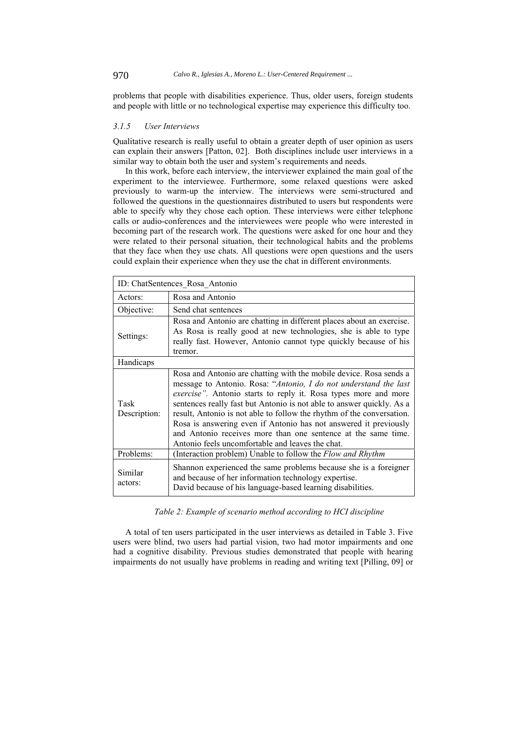problems that people with disabilities experience. Thus, older users, foreign students and people with little or no technological expertise may experience this difficulty too.

#### 3.1.5 User Interviews

Qualitative research is really useful to obtain a greater depth of user opinion as users can explain their answers [Patton, 02]. Both disciplines include user interviews in a similar way to obtain both the user and system's requirements and needs.

In this work, before each interview, the interviewer explained the main goal of the experiment to the interviewee. Furthermore, some relaxed questions were asked previously to warm-up the interview. The interviews were semi-structured and followed the questions in the questionnaires distributed to users but respondents were able to specify why they chose each option. These interviews were either telephone calls or audio-conferences and the interviewees were people who were interested in becoming part of the research work. The questions were asked for one hour and they were related to their personal situation, their technological habits and the problems that they face when they use chats. All questions were open questions and the users could explain their experience when they use the chat in different environments.

| ID: ChatSentences_Rosa_Antonio | |
|---|---|
| Actors: | Rosa and Antonio |
| Objective: | Send chat sentences |
| Settings: | Rosa and Antonio are chatting in different places about an exercise. As Rosa is really good at new technologies, she is able to type really fast. However, Antonio cannot type quickly because of his tremor. |
| Handicaps | |
| Task Description: | Rosa and Antonio are chatting with the mobile device. Rosa sends a message to Antonio. Rosa: "*Antonio, I do not understand the last exercise"*. Antonio starts to reply it. Rosa types more and more sentences really fast but Antonio is not able to answer quickly. As a result, Antonio is not able to follow the rhythm of the conversation. Rosa is answering even if Antonio has not answered it previously and Antonio receives more than one sentence at the same time. Antonio feels uncomfortable and leaves the chat. |
| Problems: | (Interaction problem) Unable to follow the *Flow and Rhythm* |
| Similar actors: | Shannon experienced the same problems because she is a foreigner and because of her information technology expertise.<br>David because of his language-based learning disabilities. |

*Table 2: Example of scenario method according to HCI discipline*

A total of ten users participated in the user interviews as detailed in Table 3. Five users were blind, two users had partial vision, two had motor impairments and one had a cognitive disability. Previous studies demonstrated that people with hearing impairments do not usually have problems in reading and writing text [Pilling, 09] or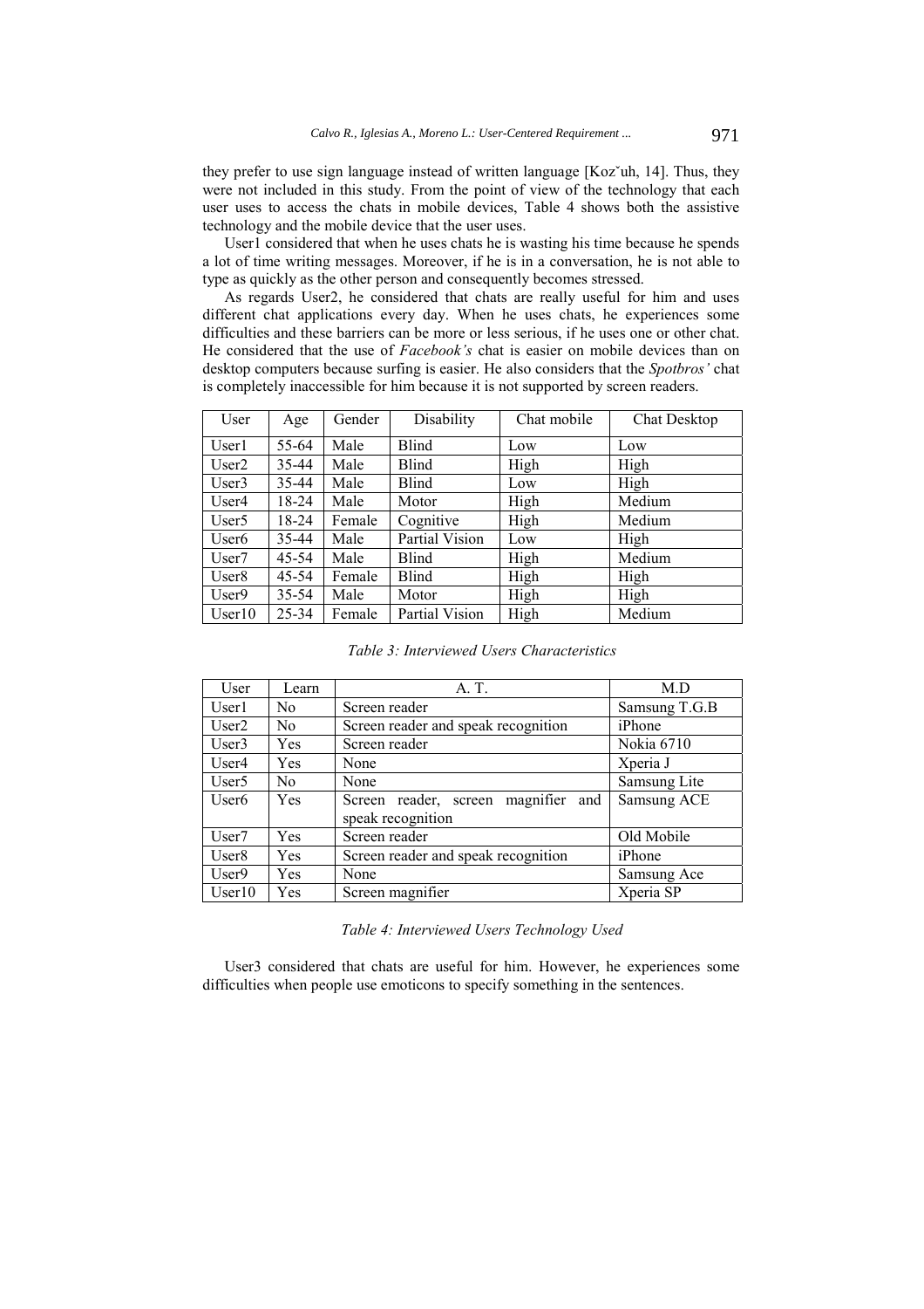they prefer to use sign language instead of written language [Kozˇuh, 14]. Thus, they were not included in this study. From the point of view of the technology that each user uses to access the chats in mobile devices, Table 4 shows both the assistive technology and the mobile device that the user uses.

User1 considered that when he uses chats he is wasting his time because he spends a lot of time writing messages. Moreover, if he is in a conversation, he is not able to type as quickly as the other person and consequently becomes stressed.

As regards User2, he considered that chats are really useful for him and uses different chat applications every day. When he uses chats, he experiences some difficulties and these barriers can be more or less serious, if he uses one or other chat. He considered that the use of *Facebook's* chat is easier on mobile devices than on desktop computers because surfing is easier. He also considers that the *Spotbros'* chat is completely inaccessible for him because it is not supported by screen readers.

| User | Age | Gender | Disability | Chat mobile | Chat Desktop |
|---|---|---|---|---|---|
| User1 | 55-64 | Male | Blind | Low | Low |
| User2 | 35-44 | Male | Blind | High | High |
| User3 | 35-44 | Male | Blind | Low | High |
| User4 | 18-24 | Male | Motor | High | Medium |
| User5 | 18-24 | Female | Cognitive | High | Medium |
| User6 | 35-44 | Male | Partial Vision | Low | High |
| User7 | 45-54 | Male | Blind | High | Medium |
| User8 | 45-54 | Female | Blind | High | High |
| User9 | 35-54 | Male | Motor | High | High |
| User10 | 25-34 | Female | Partial Vision | High | Medium |

*Table 3: Interviewed Users Characteristics*

| User | Learn | A. T. | M.D |
|---|---|---|---|
| User1 | No | Screen reader | Samsung T.G.B |
| User2 | No | Screen reader and speak recognition | iPhone |
| User3 | Yes | Screen reader | Nokia 6710 |
| User4 | Yes | None | Xperia J |
| User5 | No | None | Samsung Lite |
| User6 | Yes | Screen reader, screen magnifier and speak recognition | Samsung ACE |
| User7 | Yes | Screen reader | Old Mobile |
| User8 | Yes | Screen reader and speak recognition | iPhone |
| User9 | Yes | None | Samsung Ace |
| User10 | Yes | Screen magnifier | Xperia SP |

*Table 4: Interviewed Users Technology Used*

User3 considered that chats are useful for him. However, he experiences some difficulties when people use emoticons to specify something in the sentences.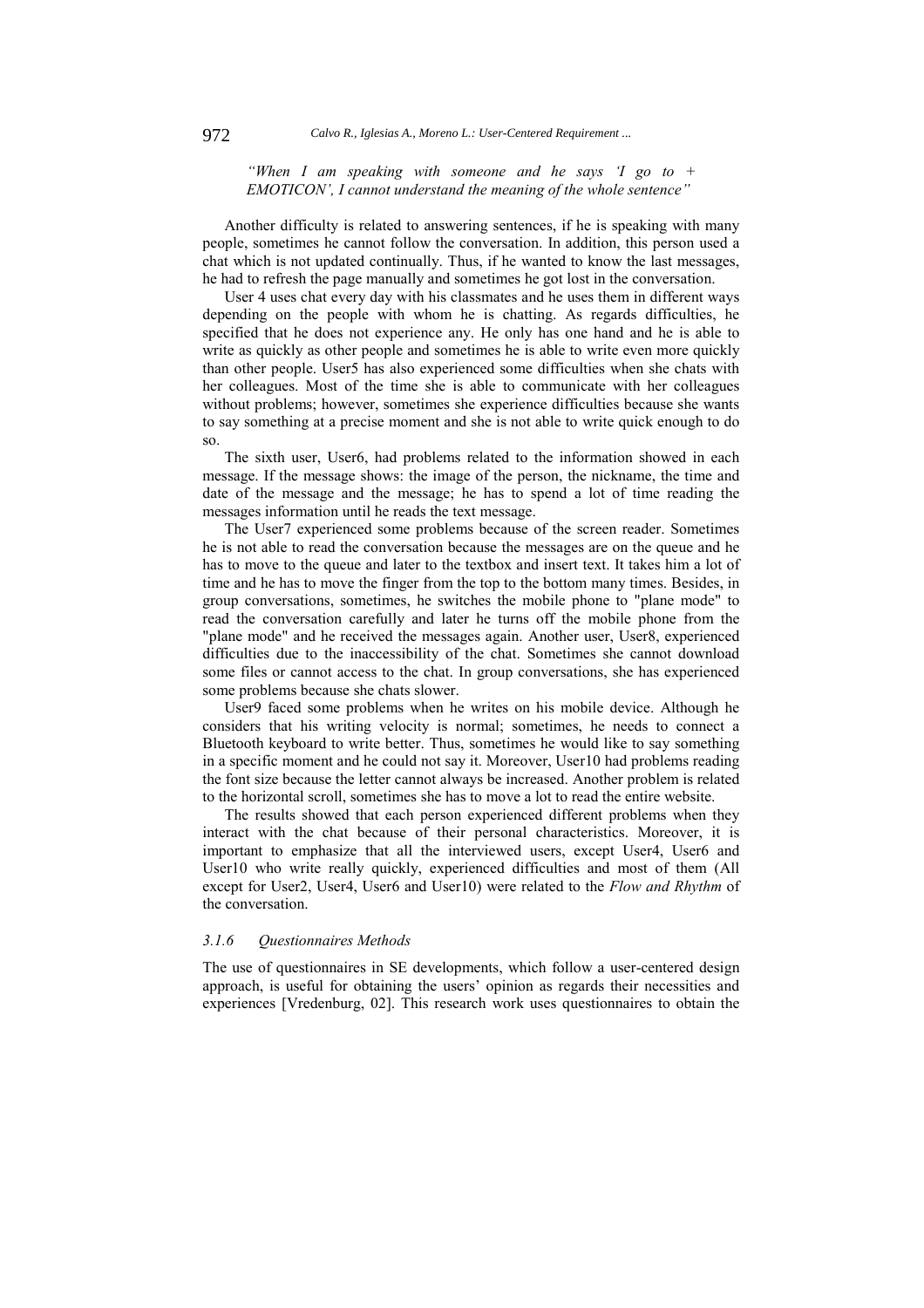*"When I am speaking with someone and he says 'I go to + EMOTICON', I cannot understand the meaning of the whole sentence"*

Another difficulty is related to answering sentences, if he is speaking with many people, sometimes he cannot follow the conversation. In addition, this person used a chat which is not updated continually. Thus, if he wanted to know the last messages, he had to refresh the page manually and sometimes he got lost in the conversation.

User 4 uses chat every day with his classmates and he uses them in different ways depending on the people with whom he is chatting. As regards difficulties, he specified that he does not experience any. He only has one hand and he is able to write as quickly as other people and sometimes he is able to write even more quickly than other people. User5 has also experienced some difficulties when she chats with her colleagues. Most of the time she is able to communicate with her colleagues without problems; however, sometimes she experience difficulties because she wants to say something at a precise moment and she is not able to write quick enough to do so.

The sixth user, User6, had problems related to the information showed in each message. If the message shows: the image of the person, the nickname, the time and date of the message and the message; he has to spend a lot of time reading the messages information until he reads the text message.

The User7 experienced some problems because of the screen reader. Sometimes he is not able to read the conversation because the messages are on the queue and he has to move to the queue and later to the textbox and insert text. It takes him a lot of time and he has to move the finger from the top to the bottom many times. Besides, in group conversations, sometimes, he switches the mobile phone to "plane mode" to read the conversation carefully and later he turns off the mobile phone from the "plane mode" and he received the messages again. Another user, User8, experienced difficulties due to the inaccessibility of the chat. Sometimes she cannot download some files or cannot access to the chat. In group conversations, she has experienced some problems because she chats slower.

User9 faced some problems when he writes on his mobile device. Although he considers that his writing velocity is normal; sometimes, he needs to connect a Bluetooth keyboard to write better. Thus, sometimes he would like to say something in a specific moment and he could not say it. Moreover, User10 had problems reading the font size because the letter cannot always be increased. Another problem is related to the horizontal scroll, sometimes she has to move a lot to read the entire website.

The results showed that each person experienced different problems when they interact with the chat because of their personal characteristics. Moreover, it is important to emphasize that all the interviewed users, except User4, User6 and User10 who write really quickly, experienced difficulties and most of them (All except for User2, User4, User6 and User10) were related to the *Flow and Rhythm* of the conversation.

### 3.1.6 Questionnaires Methods

The use of questionnaires in SE developments, which follow a user-centered design approach, is useful for obtaining the users' opinion as regards their necessities and experiences [Vredenburg, 02]. This research work uses questionnaires to obtain the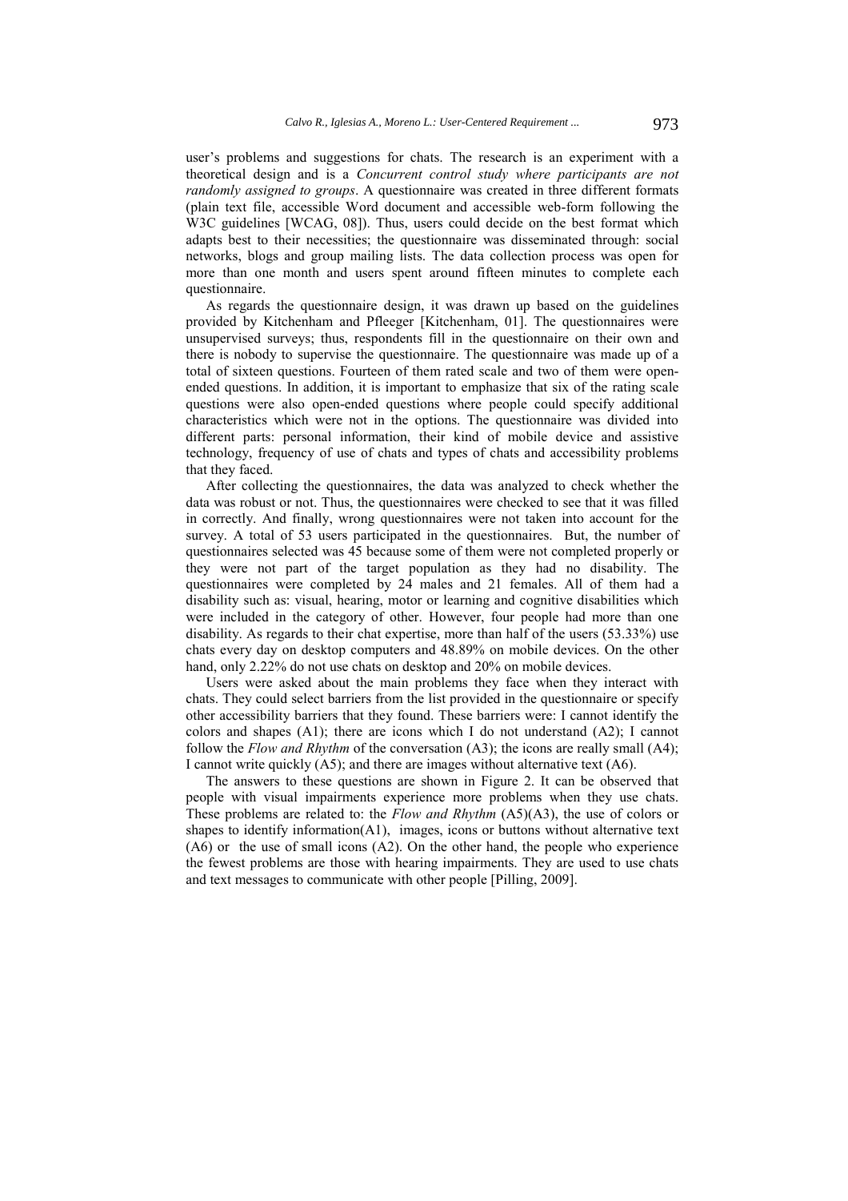user's problems and suggestions for chats. The research is an experiment with a theoretical design and is a *Concurrent control study where participants are not randomly assigned to groups*. A questionnaire was created in three different formats (plain text file, accessible Word document and accessible web-form following the W3C guidelines [WCAG, 08]). Thus, users could decide on the best format which adapts best to their necessities; the questionnaire was disseminated through: social networks, blogs and group mailing lists. The data collection process was open for more than one month and users spent around fifteen minutes to complete each questionnaire.

As regards the questionnaire design, it was drawn up based on the guidelines provided by Kitchenham and Pfleeger [Kitchenham, 01]. The questionnaires were unsupervised surveys; thus, respondents fill in the questionnaire on their own and there is nobody to supervise the questionnaire. The questionnaire was made up of a total of sixteen questions. Fourteen of them rated scale and two of them were open-ended questions. In addition, it is important to emphasize that six of the rating scale questions were also open-ended questions where people could specify additional characteristics which were not in the options. The questionnaire was divided into different parts: personal information, their kind of mobile device and assistive technology, frequency of use of chats and types of chats and accessibility problems that they faced.

After collecting the questionnaires, the data was analyzed to check whether the data was robust or not. Thus, the questionnaires were checked to see that it was filled in correctly. And finally, wrong questionnaires were not taken into account for the survey. A total of 53 users participated in the questionnaires. But, the number of questionnaires selected was 45 because some of them were not completed properly or they were not part of the target population as they had no disability. The questionnaires were completed by 24 males and 21 females. All of them had a disability such as: visual, hearing, motor or learning and cognitive disabilities which were included in the category of other. However, four people had more than one disability. As regards to their chat expertise, more than half of the users (53.33%) use chats every day on desktop computers and 48.89% on mobile devices. On the other hand, only 2.22% do not use chats on desktop and 20% on mobile devices.

Users were asked about the main problems they face when they interact with chats. They could select barriers from the list provided in the questionnaire or specify other accessibility barriers that they found. These barriers were: I cannot identify the colors and shapes (A1); there are icons which I do not understand (A2); I cannot follow the *Flow and Rhythm* of the conversation (A3); the icons are really small (A4); I cannot write quickly (A5); and there are images without alternative text (A6).

The answers to these questions are shown in Figure 2. It can be observed that people with visual impairments experience more problems when they use chats. These problems are related to: the *Flow and Rhythm* (A5)(A3), the use of colors or shapes to identify information(A1), images, icons or buttons without alternative text (A6) or the use of small icons (A2). On the other hand, the people who experience the fewest problems are those with hearing impairments. They are used to use chats and text messages to communicate with other people [Pilling, 2009].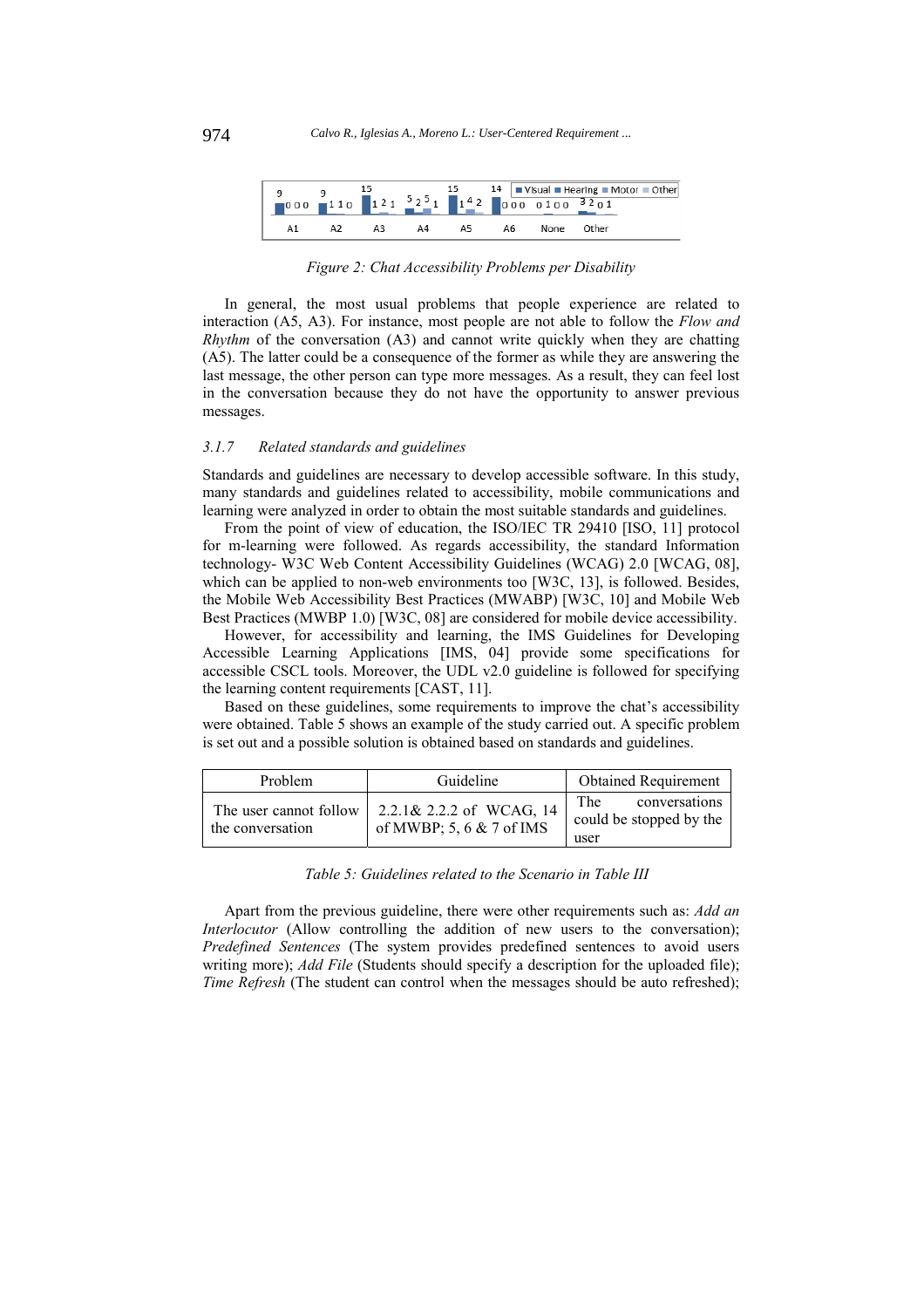| | A1 | A2 | A3 | A4 | A5 | A6 | None | Other |
|---|---|---|---|---|---|---|---|---|
| Visual | 9 | 9 | 15 | 5 | 15 | 14 | 0 | 3 |
| Hearing | 0 | 1 | 1 | 2 | 1 | 0 | 1 | 2 |
| Motor | 0 | 1 | 2 | 5 | 4 | 0 | 0 | 0 |
| Other | 0 | 0 | 1 | 1 | 2 | 0 | 0 | 1 |

*Figure 2: Chat Accessibility Problems per Disability*

In general, the most usual problems that people experience are related to interaction (A5, A3). For instance, most people are not able to follow the *Flow and Rhythm* of the conversation (A3) and cannot write quickly when they are chatting (A5). The latter could be a consequence of the former as while they are answering the last message, the other person can type more messages. As a result, they can feel lost in the conversation because they do not have the opportunity to answer previous messages.

### *3.1.7 Related standards and guidelines*

Standards and guidelines are necessary to develop accessible software. In this study, many standards and guidelines related to accessibility, mobile communications and learning were analyzed in order to obtain the most suitable standards and guidelines.

From the point of view of education, the ISO/IEC TR 29410 [ISO, 11] protocol for m-learning were followed. As regards accessibility, the standard Information technology- W3C Web Content Accessibility Guidelines (WCAG) 2.0 [WCAG, 08], which can be applied to non-web environments too [W3C, 13], is followed. Besides, the Mobile Web Accessibility Best Practices (MWABP) [W3C, 10] and Mobile Web Best Practices (MWBP 1.0) [W3C, 08] are considered for mobile device accessibility.

However, for accessibility and learning, the IMS Guidelines for Developing Accessible Learning Applications [IMS, 04] provide some specifications for accessible CSCL tools. Moreover, the UDL v2.0 guideline is followed for specifying the learning content requirements [CAST, 11].

Based on these guidelines, some requirements to improve the chat's accessibility were obtained. Table 5 shows an example of the study carried out. A specific problem is set out and a possible solution is obtained based on standards and guidelines.

| Problem | Guideline | Obtained Requirement |
|---|---|---|
| The user cannot follow the conversation | 2.2.1& 2.2.2 of WCAG, 14 of MWBP; 5, 6 & 7 of IMS | The conversations could be stopped by the user |

*Table 5: Guidelines related to the Scenario in Table III*

Apart from the previous guideline, there were other requirements such as: *Add an Interlocutor* (Allow controlling the addition of new users to the conversation); *Predefined Sentences* (The system provides predefined sentences to avoid users writing more); *Add File* (Students should specify a description for the uploaded file); *Time Refresh* (The student can control when the messages should be auto refreshed);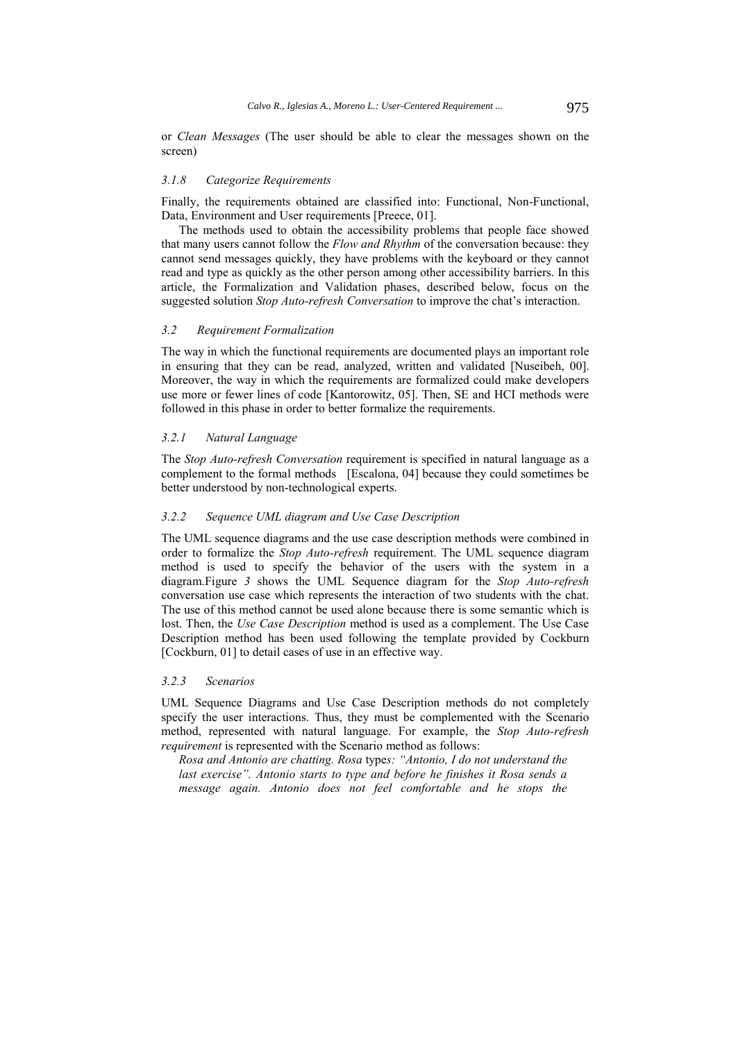or *Clean Messages* (The user should be able to clear the messages shown on the screen)

#### 3.1.8 Categorize Requirements

Finally, the requirements obtained are classified into: Functional, Non-Functional, Data, Environment and User requirements [Preece, 01].

The methods used to obtain the accessibility problems that people face showed that many users cannot follow the *Flow and Rhythm* of the conversation because: they cannot send messages quickly, they have problems with the keyboard or they cannot read and type as quickly as the other person among other accessibility barriers. In this article, the Formalization and Validation phases, described below, focus on the suggested solution *Stop Auto-refresh Conversation* to improve the chat's interaction.

### 3.2 Requirement Formalization

The way in which the functional requirements are documented plays an important role in ensuring that they can be read, analyzed, written and validated [Nuseibeh, 00]. Moreover, the way in which the requirements are formalized could make developers use more or fewer lines of code [Kantorowitz, 05]. Then, SE and HCI methods were followed in this phase in order to better formalize the requirements.

#### 3.2.1 Natural Language

The *Stop Auto-refresh Conversation* requirement is specified in natural language as a complement to the formal methods [Escalona, 04] because they could sometimes be better understood by non-technological experts.

#### 3.2.2 Sequence UML diagram and Use Case Description

The UML sequence diagrams and the use case description methods were combined in order to formalize the *Stop Auto-refresh* requirement. The UML sequence diagram method is used to specify the behavior of the users with the system in a diagram.Figure *3* shows the UML Sequence diagram for the *Stop Auto-refresh* conversation use case which represents the interaction of two students with the chat. The use of this method cannot be used alone because there is some semantic which is lost. Then, the *Use Case Description* method is used as a complement. The Use Case Description method has been used following the template provided by Cockburn [Cockburn, 01] to detail cases of use in an effective way.

#### 3.2.3 Scenarios

UML Sequence Diagrams and Use Case Description methods do not completely specify the user interactions. Thus, they must be complemented with the Scenario method, represented with natural language. For example, the *Stop Auto-refresh requirement* is represented with the Scenario method as follows:

*Rosa and Antonio are chatting. Rosa* type*s: "Antonio, I do not understand the last exercise". Antonio starts to type and before he finishes it Rosa sends a message again. Antonio does not feel comfortable and he stops the*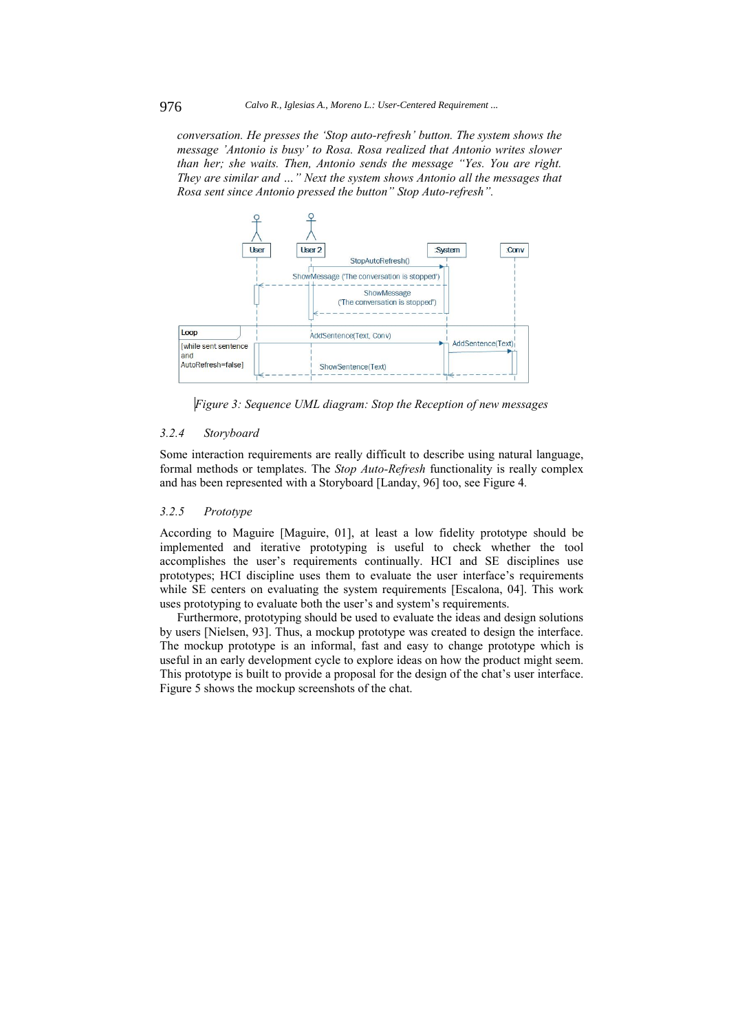*conversation. He presses the 'Stop auto-refresh' button. The system shows the message 'Antonio is busy' to Rosa. Rosa realized that Antonio writes slower than her; she waits. Then, Antonio sends the message "Yes. You are right. They are similar and …" Next the system shows Antonio all the messages that Rosa sent since Antonio pressed the button" Stop Auto-refresh".*

*Figure 3: Sequence UML diagram: Stop the Reception of new messages*

### 3.2.4 Storyboard

Some interaction requirements are really difficult to describe using natural language, formal methods or templates. The *Stop Auto-Refresh* functionality is really complex and has been represented with a Storyboard [Landay, 96] too, see Figure 4.

### 3.2.5 Prototype

According to Maguire [Maguire, 01], at least a low fidelity prototype should be implemented and iterative prototyping is useful to check whether the tool accomplishes the user's requirements continually. HCI and SE disciplines use prototypes; HCI discipline uses them to evaluate the user interface's requirements while SE centers on evaluating the system requirements [Escalona, 04]. This work uses prototyping to evaluate both the user's and system's requirements.

Furthermore, prototyping should be used to evaluate the ideas and design solutions by users [Nielsen, 93]. Thus, a mockup prototype was created to design the interface. The mockup prototype is an informal, fast and easy to change prototype which is useful in an early development cycle to explore ideas on how the product might seem. This prototype is built to provide a proposal for the design of the chat's user interface. Figure 5 shows the mockup screenshots of the chat.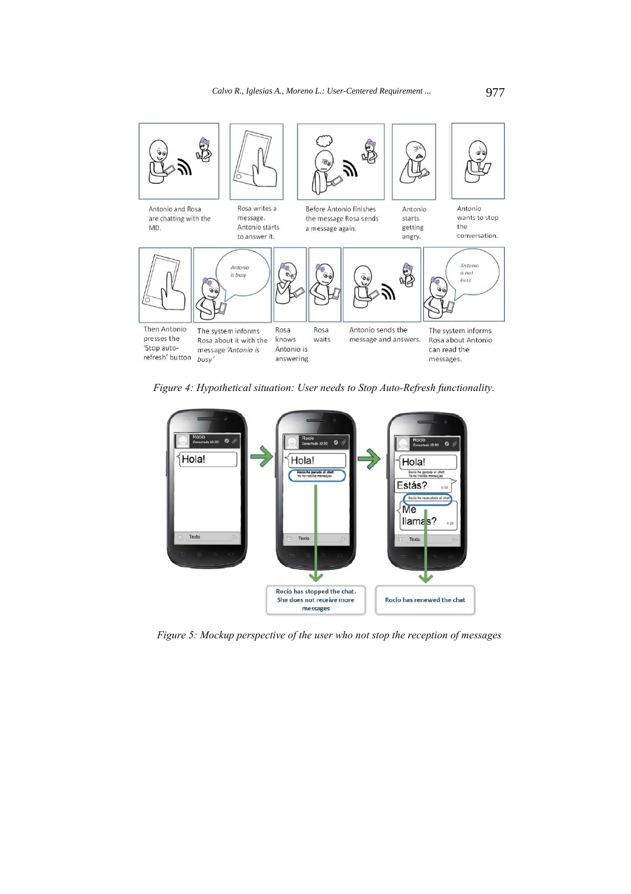*Figure 4: Hypothetical situation: User needs to Stop Auto-Refresh functionality.*

*Figure 5: Mockup perspective of the user who not stop the reception of messages*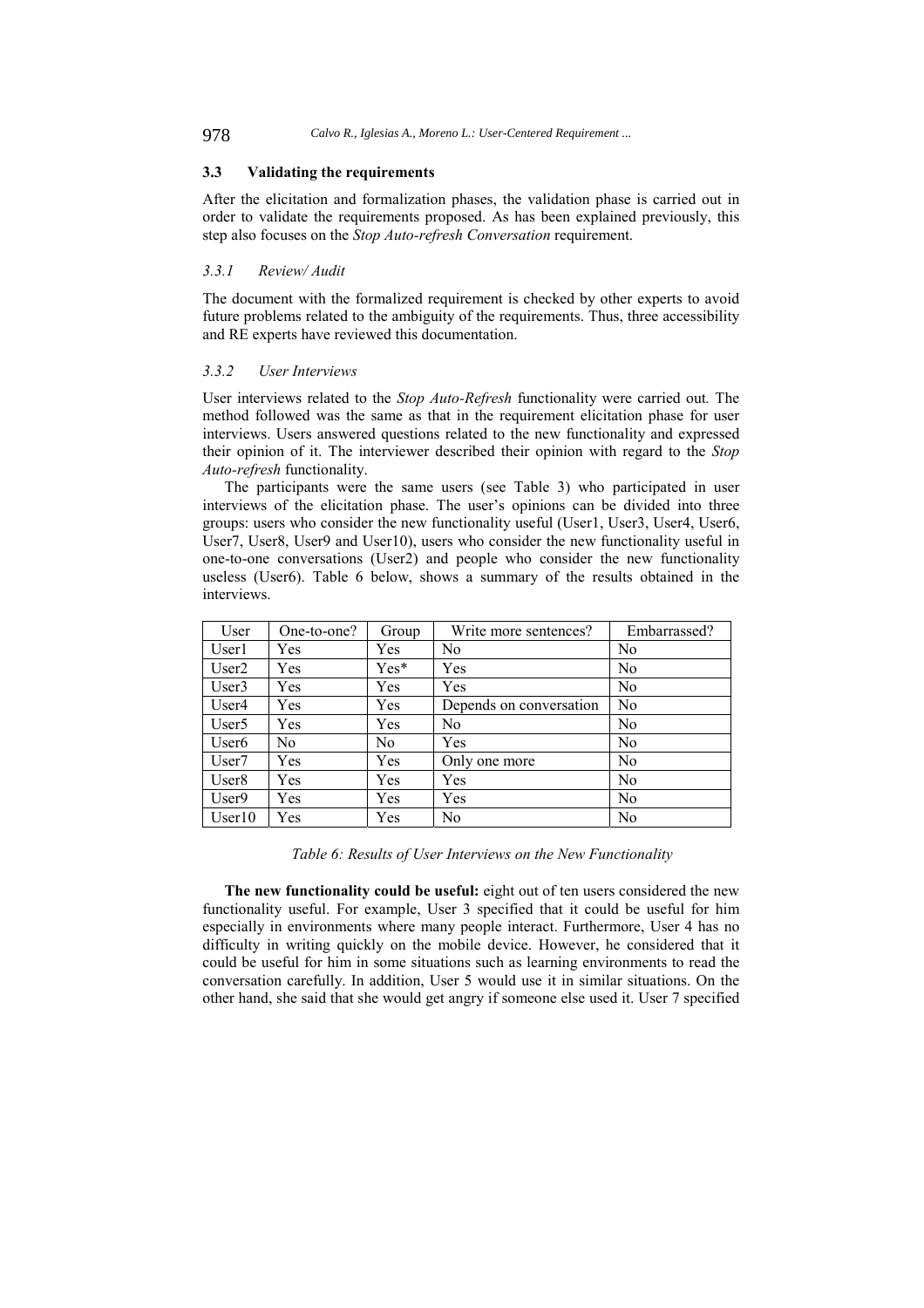### 3.3 Validating the requirements

After the elicitation and formalization phases, the validation phase is carried out in order to validate the requirements proposed. As has been explained previously, this step also focuses on the *Stop Auto-refresh Conversation* requirement.

#### *3.3.1 Review/ Audit*

The document with the formalized requirement is checked by other experts to avoid future problems related to the ambiguity of the requirements. Thus, three accessibility and RE experts have reviewed this documentation.

#### *3.3.2 User Interviews*

User interviews related to the *Stop Auto-Refresh* functionality were carried out. The method followed was the same as that in the requirement elicitation phase for user interviews. Users answered questions related to the new functionality and expressed their opinion of it. The interviewer described their opinion with regard to the *Stop Auto-refresh* functionality.

The participants were the same users (see Table 3) who participated in user interviews of the elicitation phase. The user's opinions can be divided into three groups: users who consider the new functionality useful (User1, User3, User4, User6, User7, User8, User9 and User10), users who consider the new functionality useful in one-to-one conversations (User2) and people who consider the new functionality useless (User6). Table 6 below, shows a summary of the results obtained in the interviews.

| User | One-to-one? | Group | Write more sentences? | Embarrassed? |
|---|---|---|---|---|
| User1 | Yes | Yes | No | No |
| User2 | Yes | Yes* | Yes | No |
| User3 | Yes | Yes | Yes | No |
| User4 | Yes | Yes | Depends on conversation | No |
| User5 | Yes | Yes | No | No |
| User6 | No | No | Yes | No |
| User7 | Yes | Yes | Only one more | No |
| User8 | Yes | Yes | Yes | No |
| User9 | Yes | Yes | Yes | No |
| User10 | Yes | Yes | No | No |

*Table 6: Results of User Interviews on the New Functionality*

**The new functionality could be useful:** eight out of ten users considered the new functionality useful. For example, User 3 specified that it could be useful for him especially in environments where many people interact. Furthermore, User 4 has no difficulty in writing quickly on the mobile device. However, he considered that it could be useful for him in some situations such as learning environments to read the conversation carefully. In addition, User 5 would use it in similar situations. On the other hand, she said that she would get angry if someone else used it. User 7 specified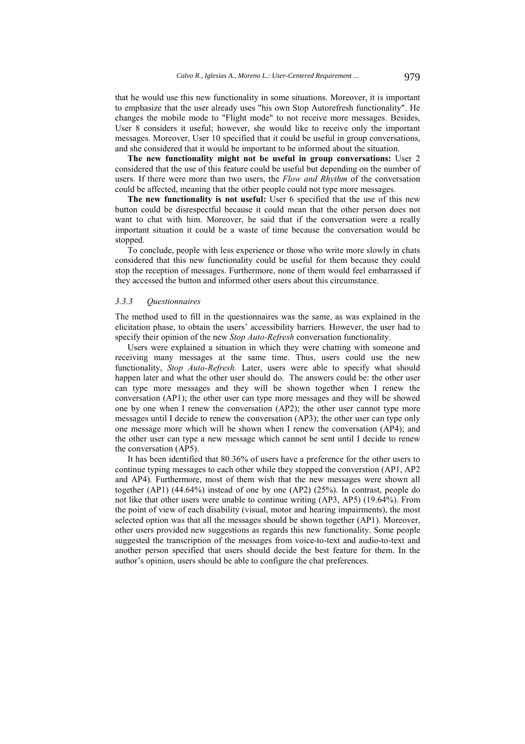that he would use this new functionality in some situations. Moreover, it is important to emphasize that the user already uses "his own Stop Autorefresh functionality". He changes the mobile mode to "Flight mode" to not receive more messages. Besides, User 8 considers it useful; however, she would like to receive only the important messages. Moreover, User 10 specified that it could be useful in group conversations, and she considered that it would be important to be informed about the situation.

**The new functionality might not be useful in group conversations:** User 2 considered that the use of this feature could be useful but depending on the number of users. If there were more than two users, the *Flow and Rhythm* of the conversation could be affected, meaning that the other people could not type more messages.

**The new functionality is not useful:** User 6 specified that the use of this new button could be disrespectful because it could mean that the other person does not want to chat with him. Moreover, he said that if the conversation were a really important situation it could be a waste of time because the conversation would be stopped.

To conclude, people with less experience or those who write more slowly in chats considered that this new functionality could be useful for them because they could stop the reception of messages. Furthermore, none of them would feel embarrassed if they accessed the button and informed other users about this circumstance.

#### *3.3.3 Questionnaires*

The method used to fill in the questionnaires was the same, as was explained in the elicitation phase, to obtain the users' accessibility barriers. However, the user had to specify their opinion of the new *Stop Auto-Refresh* conversation functionality.

Users were explained a situation in which they were chatting with someone and receiving many messages at the same time. Thus, users could use the new functionality, *Stop Auto-Refresh.* Later, users were able to specify what should happen later and what the other user should do. The answers could be: the other user can type more messages and they will be shown together when I renew the conversation (AP1); the other user can type more messages and they will be showed one by one when I renew the conversation (AP2); the other user cannot type more messages until I decide to renew the conversation (AP3); the other user can type only one message more which will be shown when I renew the conversation (AP4); and the other user can type a new message which cannot be sent until I decide to renew the conversation (AP5).

It has been identified that 80.36% of users have a preference for the other users to continue typing messages to each other while they stopped the converstion (AP1, AP2 and AP4). Furthermore, most of them wish that the new messages were shown all together (AP1) (44.64%) instead of one by one (AP2) (25%). In contrast, people do not like that other users were unable to continue writing (AP3, AP5) (19.64%). From the point of view of each disability (visual, motor and hearing impairments), the most selected option was that all the messages should be shown together (AP1). Moreover, other users provided new suggestions as regards this new functionality. Some people suggested the transcription of the messages from voice-to-text and audio-to-text and another person specified that users should decide the best feature for them. In the author's opinion, users should be able to configure the chat preferences.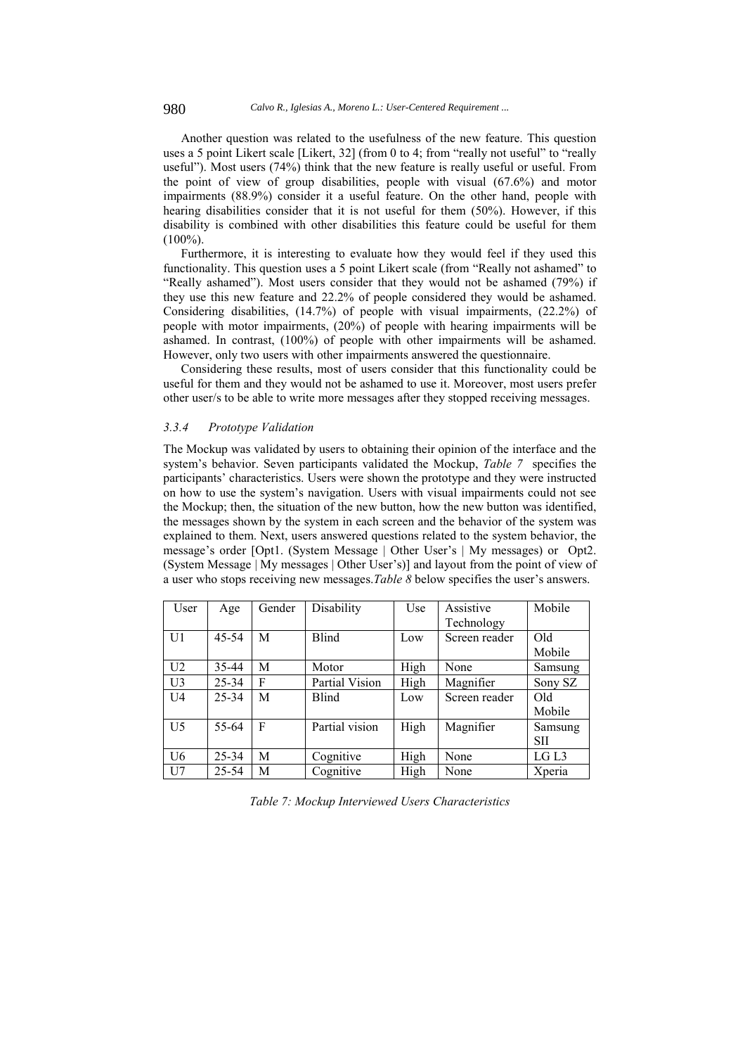Another question was related to the usefulness of the new feature. This question uses a 5 point Likert scale [Likert, 32] (from 0 to 4; from "really not useful" to "really useful"). Most users (74%) think that the new feature is really useful or useful. From the point of view of group disabilities, people with visual (67.6%) and motor impairments (88.9%) consider it a useful feature. On the other hand, people with hearing disabilities consider that it is not useful for them (50%). However, if this disability is combined with other disabilities this feature could be useful for them (100%).

Furthermore, it is interesting to evaluate how they would feel if they used this functionality. This question uses a 5 point Likert scale (from "Really not ashamed" to "Really ashamed"). Most users consider that they would not be ashamed (79%) if they use this new feature and 22.2% of people considered they would be ashamed. Considering disabilities, (14.7%) of people with visual impairments, (22.2%) of people with motor impairments, (20%) of people with hearing impairments will be ashamed. In contrast, (100%) of people with other impairments will be ashamed. However, only two users with other impairments answered the questionnaire.

Considering these results, most of users consider that this functionality could be useful for them and they would not be ashamed to use it. Moreover, most users prefer other user/s to be able to write more messages after they stopped receiving messages.

### *3.3.4 Prototype Validation*

The Mockup was validated by users to obtaining their opinion of the interface and the system's behavior. Seven participants validated the Mockup, *Table 7* specifies the participants' characteristics. Users were shown the prototype and they were instructed on how to use the system's navigation. Users with visual impairments could not see the Mockup; then, the situation of the new button, how the new button was identified, the messages shown by the system in each screen and the behavior of the system was explained to them. Next, users answered questions related to the system behavior, the message's order [Opt1. (System Message | Other User's | My messages) or Opt2. (System Message | My messages | Other User's)] and layout from the point of view of a user who stops receiving new messages.*Table 8* below specifies the user's answers.

| User | Age | Gender | Disability | Use | Assistive Technology | Mobile |
|---|---|---|---|---|---|---|
| U1 | 45-54 | M | Blind | Low | Screen reader | Old Mobile |
| U2 | 35-44 | M | Motor | High | None | Samsung |
| U3 | 25-34 | F | Partial Vision | High | Magnifier | Sony SZ |
| U4 | 25-34 | M | Blind | Low | Screen reader | Old Mobile |
| U5 | 55-64 | F | Partial vision | High | Magnifier | Samsung SII |
| U6 | 25-34 | M | Cognitive | High | None | LG L3 |
| U7 | 25-54 | M | Cognitive | High | None | Xperia |

*Table 7: Mockup Interviewed Users Characteristics*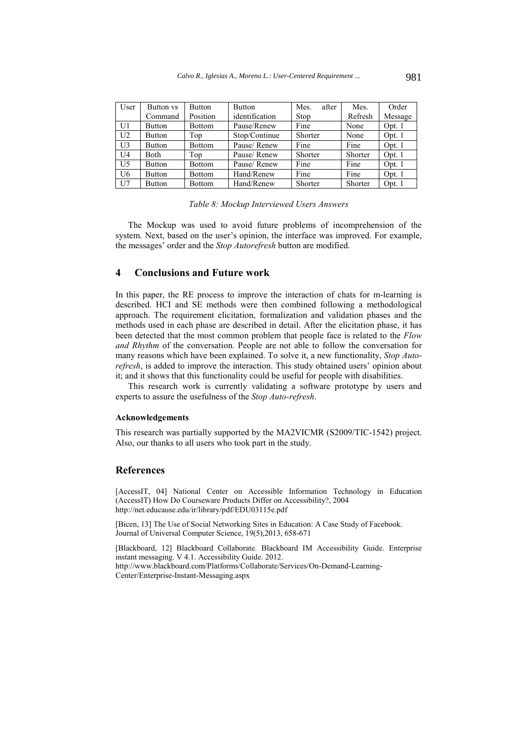| User | Button vs Command | Button Position | Button identification | Mes. after Stop | Mes. Refresh | Order Message |
|---|---|---|---|---|---|---|
| U1 | Button | Bottom | Pause/Renew | Fine | None | Opt. 1 |
| U2 | Button | Top | Stop/Continue | Shorter | None | Opt. 1 |
| U3 | Button | Bottom | Pause/ Renew | Fine | Fine | Opt. 1 |
| U4 | Both | Top | Pause/ Renew | Shorter | Shorter | Opt. 1 |
| U5 | Button | Bottom | Pause/ Renew | Fine | Fine | Opt. 1 |
| U6 | Button | Bottom | Hand/Renew | Fine | Fine | Opt. 1 |
| U7 | Button | Bottom | Hand/Renew | Shorter | Shorter | Opt. 1 |

*Table 8: Mockup Interviewed Users Answers*

The Mockup was used to avoid future problems of incomprehension of the system. Next, based on the user's opinion, the interface was improved. For example, the messages' order and the *Stop Autorefresh* button are modified.

## 4 Conclusions and Future work

In this paper, the RE process to improve the interaction of chats for m-learning is described. HCI and SE methods were then combined following a methodological approach. The requirement elicitation, formalization and validation phases and the methods used in each phase are described in detail. After the elicitation phase, it has been detected that the most common problem that people face is related to the *Flow and Rhythm* of the conversation. People are not able to follow the conversation for many reasons which have been explained. To solve it, a new functionality, *Stop Auto-refresh*, is added to improve the interaction. This study obtained users' opinion about it; and it shows that this functionality could be useful for people with disabilities.

This research work is currently validating a software prototype by users and experts to assure the usefulness of the *Stop Auto-refresh*.

#### Acknowledgements

This research was partially supported by the MA2VICMR (S2009/TIC-1542) project. Also, our thanks to all users who took part in the study.

## References

[AccessIT, 04] National Center on Accessible Information Technology in Education (AccessIT) How Do Courseware Products Differ on Accessibility?, 2004 http://net.educause.edu/ir/library/pdf/EDU03115e.pdf

[Bicen, 13] The Use of Social Networking Sites in Education: A Case Study of Facebook. Journal of Universal Computer Science, 19(5),2013, 658-671

[Blackboard, 12] Blackboard Collaborate. Blackboard IM Accessibility Guide. Enterprise instant messaging. V 4.1. Accessibility Guide. 2012. http://www.blackboard.com/Platforms/Collaborate/Services/On-Demand-Learning-Center/Enterprise-Instant-Messaging.aspx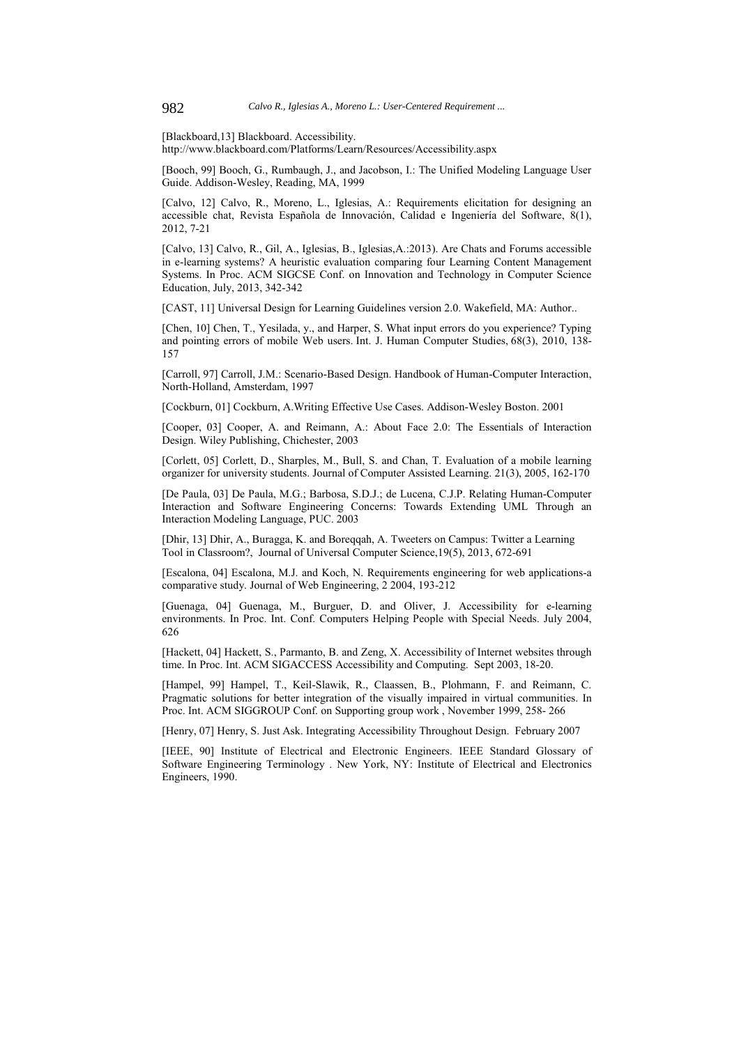[Blackboard,13] Blackboard. Accessibility. http://www.blackboard.com/Platforms/Learn/Resources/Accessibility.aspx

[Booch, 99] Booch, G., Rumbaugh, J., and Jacobson, I.: The Unified Modeling Language User Guide. Addison-Wesley, Reading, MA, 1999

[Calvo, 12] Calvo, R., Moreno, L., Iglesias, A.: Requirements elicitation for designing an accessible chat, Revista Española de Innovación, Calidad e Ingeniería del Software, 8(1), 2012, 7-21

[Calvo, 13] Calvo, R., Gil, A., Iglesias, B., Iglesias,A.:2013). Are Chats and Forums accessible in e-learning systems? A heuristic evaluation comparing four Learning Content Management Systems. In Proc. ACM SIGCSE Conf. on Innovation and Technology in Computer Science Education, July, 2013, 342-342

[CAST, 11] Universal Design for Learning Guidelines version 2.0. Wakefield, MA: Author..

[Chen, 10] Chen, T., Yesilada, y., and Harper, S. What input errors do you experience? Typing and pointing errors of mobile Web users. Int. J. Human Computer Studies, 68(3), 2010, 138-157

[Carroll, 97] Carroll, J.M.: Scenario-Based Design. Handbook of Human-Computer Interaction, North-Holland, Amsterdam, 1997

[Cockburn, 01] Cockburn, A.Writing Effective Use Cases. Addison-Wesley Boston. 2001

[Cooper, 03] Cooper, A. and Reimann, A.: About Face 2.0: The Essentials of Interaction Design. Wiley Publishing, Chichester, 2003

[Corlett, 05] Corlett, D., Sharples, M., Bull, S. and Chan, T. Evaluation of a mobile learning organizer for university students. Journal of Computer Assisted Learning. 21(3), 2005, 162-170

[De Paula, 03] De Paula, M.G.; Barbosa, S.D.J.; de Lucena, C.J.P. Relating Human-Computer Interaction and Software Engineering Concerns: Towards Extending UML Through an Interaction Modeling Language, PUC. 2003

[Dhir, 13] Dhir, A., Buragga, K. and Boreqqah, A. Tweeters on Campus: Twitter a Learning Tool in Classroom?, Journal of Universal Computer Science,19(5), 2013, 672-691

[Escalona, 04] Escalona, M.J. and Koch, N. Requirements engineering for web applications-a comparative study. Journal of Web Engineering, 2 2004, 193-212

[Guenaga, 04] Guenaga, M., Burguer, D. and Oliver, J. Accessibility for e-learning environments. In Proc. Int. Conf. Computers Helping People with Special Needs. July 2004, 626

[Hackett, 04] Hackett, S., Parmanto, B. and Zeng, X. Accessibility of Internet websites through time. In Proc. Int. ACM SIGACCESS Accessibility and Computing. Sept 2003, 18-20.

[Hampel, 99] Hampel, T., Keil-Slawik, R., Claassen, B., Plohmann, F. and Reimann, C. Pragmatic solutions for better integration of the visually impaired in virtual communities. In Proc. Int. ACM SIGGROUP Conf. on Supporting group work , November 1999, 258- 266

[Henry, 07] Henry, S. Just Ask. Integrating Accessibility Throughout Design. February 2007

[IEEE, 90] Institute of Electrical and Electronic Engineers. IEEE Standard Glossary of Software Engineering Terminology . New York, NY: Institute of Electrical and Electronics Engineers, 1990.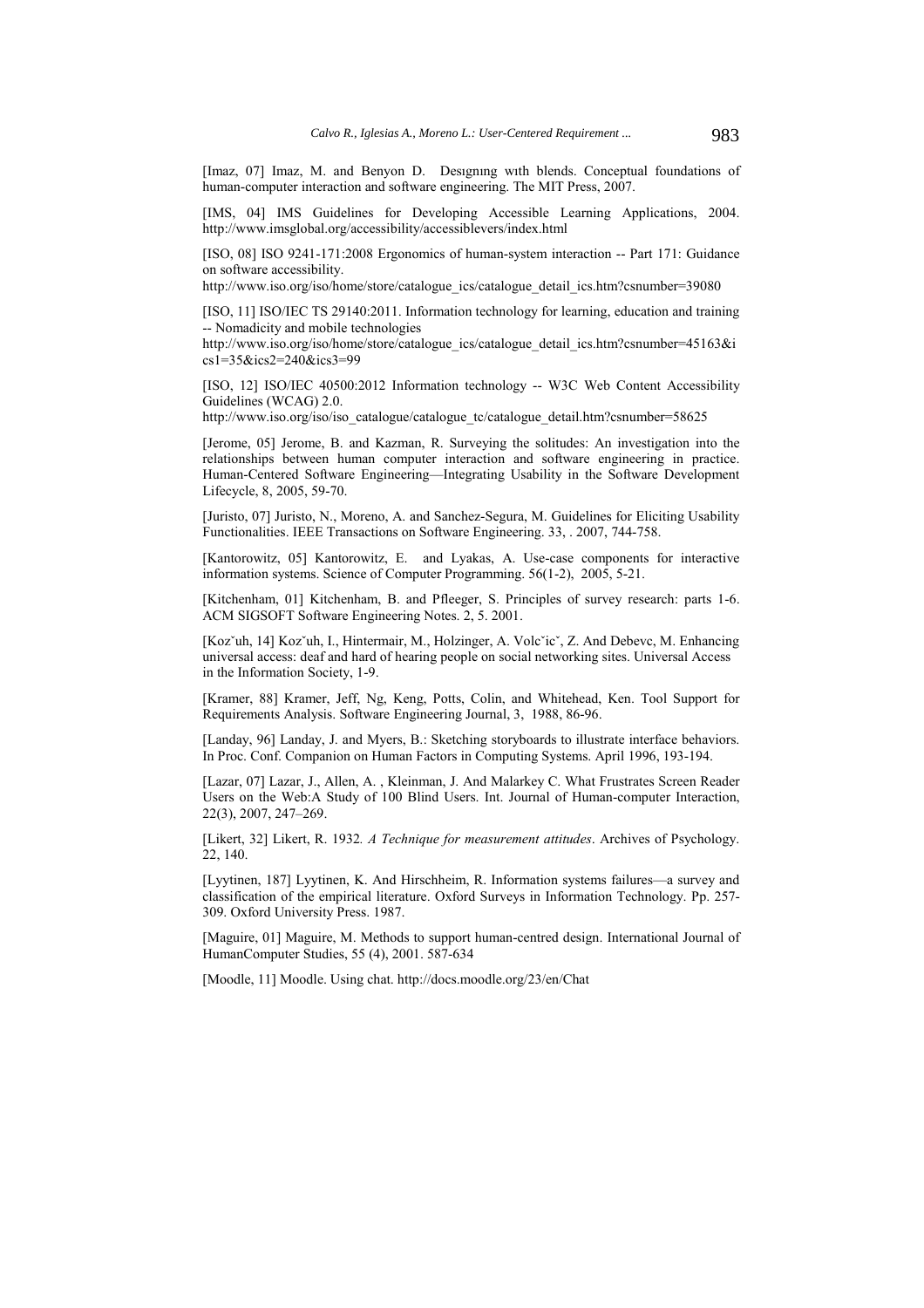[Imaz, 07] Imaz, M. and Benyon D. Desıgnıng wıth blends. Conceptual foundations of human-computer interaction and software engineering. The MIT Press, 2007.

[IMS, 04] IMS Guidelines for Developing Accessible Learning Applications, 2004. http://www.imsglobal.org/accessibility/accessiblevers/index.html

[ISO, 08] ISO 9241-171:2008 Ergonomics of human-system interaction -- Part 171: Guidance on software accessibility.
http://www.iso.org/iso/home/store/catalogue_ics/catalogue_detail_ics.htm?csnumber=39080

[ISO, 11] ISO/IEC TS 29140:2011. Information technology for learning, education and training -- Nomadicity and mobile technologies
http://www.iso.org/iso/home/store/catalogue_ics/catalogue_detail_ics.htm?csnumber=45163&ics1=35&ics2=240&ics3=99

[ISO, 12] ISO/IEC 40500:2012 Information technology -- W3C Web Content Accessibility Guidelines (WCAG) 2.0.
http://www.iso.org/iso/iso_catalogue/catalogue_tc/catalogue_detail.htm?csnumber=58625

[Jerome, 05] Jerome, B. and Kazman, R. Surveying the solitudes: An investigation into the relationships between human computer interaction and software engineering in practice. Human-Centered Software Engineering—Integrating Usability in the Software Development Lifecycle, 8, 2005, 59-70.

[Juristo, 07] Juristo, N., Moreno, A. and Sanchez-Segura, M. Guidelines for Eliciting Usability Functionalities. IEEE Transactions on Software Engineering. 33, . 2007, 744-758.

[Kantorowitz, 05] Kantorowitz, E. and Lyakas, A. Use-case components for interactive information systems. Science of Computer Programming. 56(1-2), 2005, 5-21.

[Kitchenham, 01] Kitchenham, B. and Pfleeger, S. Principles of survey research: parts 1-6. ACM SIGSOFT Software Engineering Notes. 2, 5. 2001.

[Kozˇuh, 14] Kozˇuh, I., Hintermair, M., Holzinger, A. Volcˇicˇ, Z. And Debevc, M. Enhancing universal access: deaf and hard of hearing people on social networking sites. Universal Access in the Information Society, 1-9.

[Kramer, 88] Kramer, Jeff, Ng, Keng, Potts, Colin, and Whitehead, Ken. Tool Support for Requirements Analysis. Software Engineering Journal, 3, 1988, 86-96.

[Landay, 96] Landay, J. and Myers, B.: Sketching storyboards to illustrate interface behaviors. In Proc. Conf. Companion on Human Factors in Computing Systems. April 1996, 193-194.

[Lazar, 07] Lazar, J., Allen, A. , Kleinman, J. And Malarkey C. What Frustrates Screen Reader Users on the Web:A Study of 100 Blind Users. Int. Journal of Human-computer Interaction, 22(3), 2007, 247–269.

[Likert, 32] Likert, R. 1932*. A Technique for measurement attitudes*. Archives of Psychology. 22, 140.

[Lyytinen, 187] Lyytinen, K. And Hirschheim, R. Information systems failures—a survey and classification of the empirical literature. Oxford Surveys in Information Technology. Pp. 257-309. Oxford University Press. 1987.

[Maguire, 01] Maguire, M. Methods to support human-centred design. International Journal of HumanComputer Studies, 55 (4), 2001. 587-634

[Moodle, 11] Moodle. Using chat. http://docs.moodle.org/23/en/Chat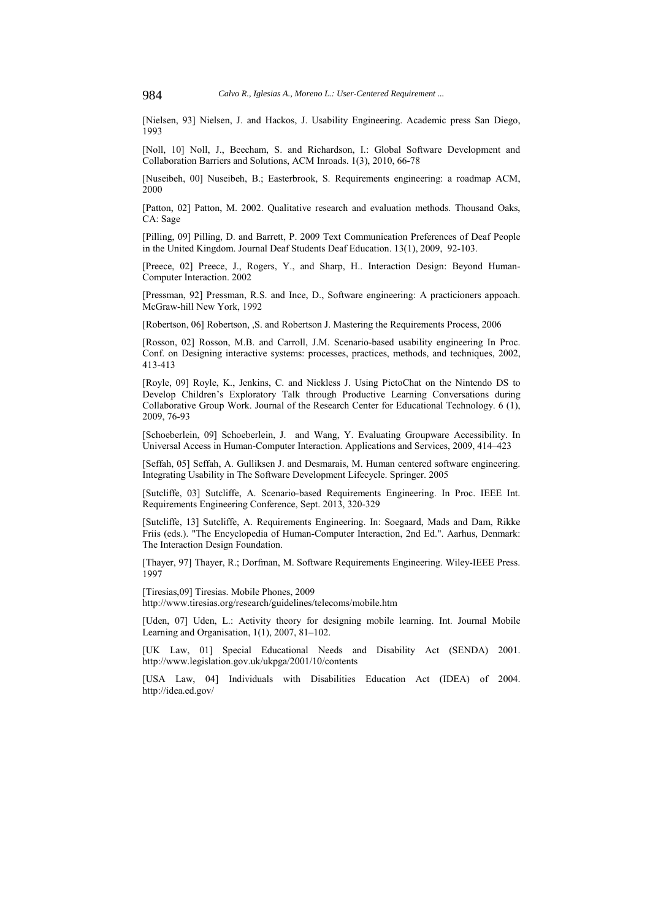[Nielsen, 93] Nielsen, J. and Hackos, J. Usability Engineering. Academic press San Diego, 1993

[Noll, 10] Noll, J., Beecham, S. and Richardson, I.: Global Software Development and Collaboration Barriers and Solutions, ACM Inroads. 1(3), 2010, 66-78

[Nuseibeh, 00] Nuseibeh, B.; Easterbrook, S. Requirements engineering: a roadmap ACM, 2000

[Patton, 02] Patton, M. 2002. Qualitative research and evaluation methods. Thousand Oaks, CA: Sage

[Pilling, 09] Pilling, D. and Barrett, P. 2009 Text Communication Preferences of Deaf People in the United Kingdom. Journal Deaf Students Deaf Education. 13(1), 2009, 92-103.

[Preece, 02] Preece, J., Rogers, Y., and Sharp, H.. Interaction Design: Beyond Human-Computer Interaction. 2002

[Pressman, 92] Pressman, R.S. and Ince, D., Software engineering: A practicioners appoach. McGraw-hill New York, 1992

[Robertson, 06] Robertson, ,S. and Robertson J. Mastering the Requirements Process, 2006

[Rosson, 02] Rosson, M.B. and Carroll, J.M. Scenario-based usability engineering In Proc. Conf. on Designing interactive systems: processes, practices, methods, and techniques, 2002, 413-413

[Royle, 09] Royle, K., Jenkins, C. and Nickless J. Using PictoChat on the Nintendo DS to Develop Children's Exploratory Talk through Productive Learning Conversations during Collaborative Group Work. Journal of the Research Center for Educational Technology. 6 (1), 2009, 76-93

[Schoeberlein, 09] Schoeberlein, J. and Wang, Y. Evaluating Groupware Accessibility. In Universal Access in Human-Computer Interaction. Applications and Services, 2009, 414–423

[Seffah, 05] Seffah, A. Gulliksen J. and Desmarais, M. Human centered software engineering. Integrating Usability in The Software Development Lifecycle. Springer. 2005

[Sutcliffe, 03] Sutcliffe, A. Scenario-based Requirements Engineering. In Proc. IEEE Int. Requirements Engineering Conference, Sept. 2013, 320-329

[Sutcliffe, 13] Sutcliffe, A. Requirements Engineering. In: Soegaard, Mads and Dam, Rikke Friis (eds.). "The Encyclopedia of Human-Computer Interaction, 2nd Ed.". Aarhus, Denmark: The Interaction Design Foundation.

[Thayer, 97] Thayer, R.; Dorfman, M. Software Requirements Engineering. Wiley-IEEE Press. 1997

[Tiresias,09] Tiresias. Mobile Phones, 2009
http://www.tiresias.org/research/guidelines/telecoms/mobile.htm

[Uden, 07] Uden, L.: Activity theory for designing mobile learning. Int. Journal Mobile Learning and Organisation, 1(1), 2007, 81–102.

[UK Law, 01] Special Educational Needs and Disability Act (SENDA) 2001. http://www.legislation.gov.uk/ukpga/2001/10/contents

[USA Law, 04] Individuals with Disabilities Education Act (IDEA) of 2004. http://idea.ed.gov/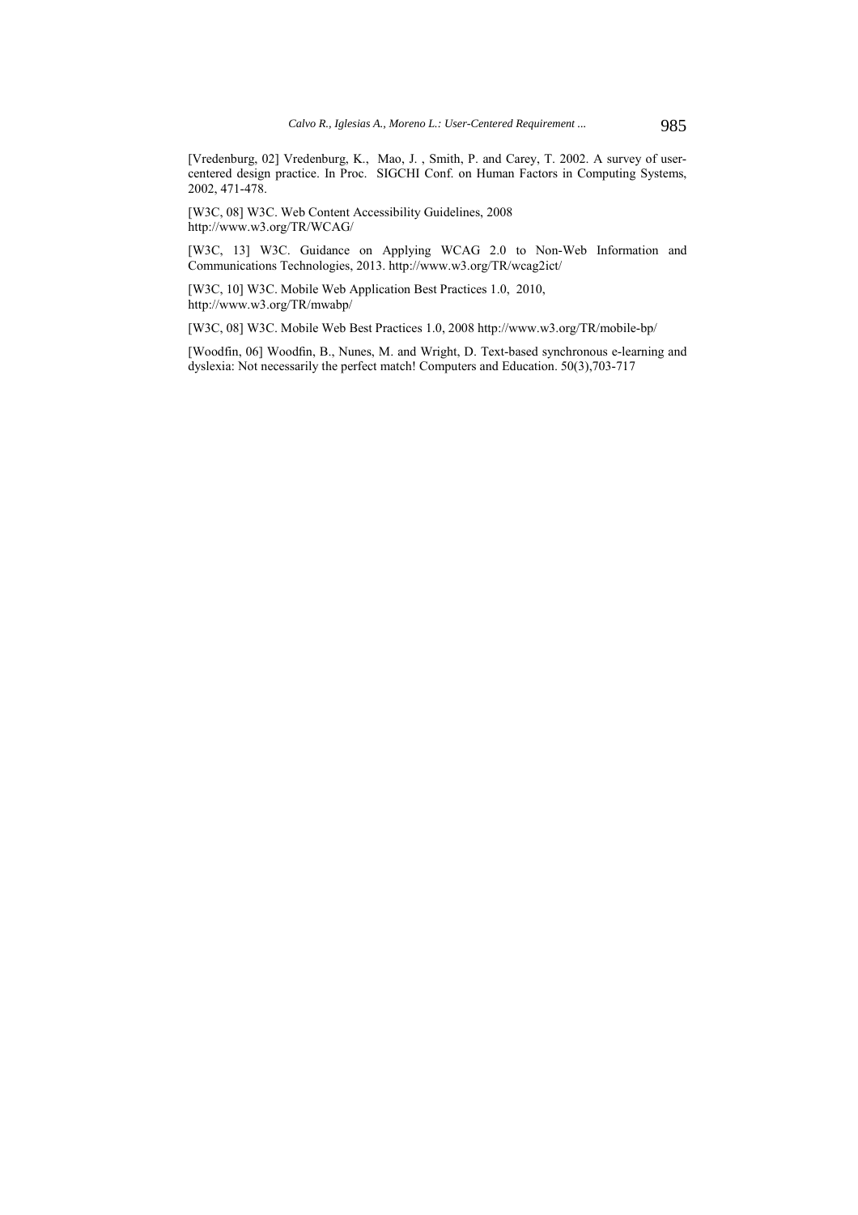[Vredenburg, 02] Vredenburg, K., Mao, J. , Smith, P. and Carey, T. 2002. A survey of user-centered design practice. In Proc. SIGCHI Conf. on Human Factors in Computing Systems, 2002, 471-478.

[W3C, 08] W3C. Web Content Accessibility Guidelines, 2008 http://www.w3.org/TR/WCAG/

[W3C, 13] W3C. Guidance on Applying WCAG 2.0 to Non-Web Information and Communications Technologies, 2013. http://www.w3.org/TR/wcag2ict/

[W3C, 10] W3C. Mobile Web Application Best Practices 1.0, 2010, http://www.w3.org/TR/mwabp/

[W3C, 08] W3C. Mobile Web Best Practices 1.0, 2008 http://www.w3.org/TR/mobile-bp/

[Woodfin, 06] Woodfin, B., Nunes, M. and Wright, D. Text-based synchronous e-learning and dyslexia: Not necessarily the perfect match! Computers and Education. 50(3),703-717